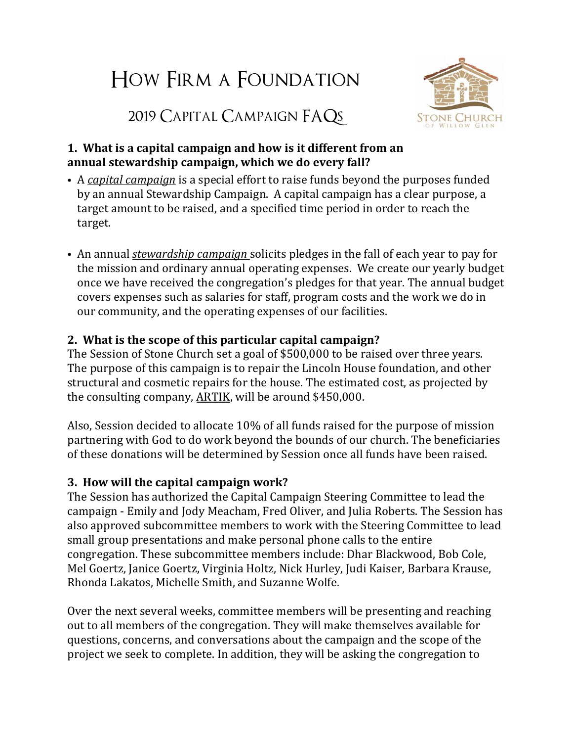# How Firm a Foundation

## 2019 Capital Campaign FAQs

STONE CHURCH OF WILLOW GLEN

### 1. What is a capital campaign and how is it different from an annual stewardship campaign, which we do every fall?

- A *capital campaign* is a special effort to raise funds beyond the purposes funded by an annual Stewardship Campaign. A capital campaign has a clear purpose, a target amount to be raised, and a specified time period in order to reach the target.

- An annual *stewardship campaign* solicits pledges in the fall of each year to pay for the mission and ordinary annual operating expenses. We create our yearly budget once we have received the congregation's pledges for that year. The annual budget covers expenses such as salaries for staff, program costs and the work we do in our community, and the operating expenses of our facilities.

### 2. What is the scope of this particular capital campaign?

The Session of Stone Church set a goal of $500,000 to be raised over three years. The purpose of this campaign is to repair the Lincoln House foundation, and other structural and cosmetic repairs for the house. The estimated cost, as projected by the consulting company, ARTIK, will be around $450,000.

Also, Session decided to allocate 10% of all funds raised for the purpose of mission partnering with God to do work beyond the bounds of our church. The beneficiaries of these donations will be determined by Session once all funds have been raised.

### 3. How will the capital campaign work?

The Session has authorized the Capital Campaign Steering Committee to lead the campaign - Emily and Jody Meacham, Fred Oliver, and Julia Roberts. The Session has also approved subcommittee members to work with the Steering Committee to lead small group presentations and make personal phone calls to the entire congregation. These subcommittee members include: Dhar Blackwood, Bob Cole, Mel Goertz, Janice Goertz, Virginia Holtz, Nick Hurley, Judi Kaiser, Barbara Krause, Rhonda Lakatos, Michelle Smith, and Suzanne Wolfe.

Over the next several weeks, committee members will be presenting and reaching out to all members of the congregation. They will make themselves available for questions, concerns, and conversations about the campaign and the scope of the project we seek to complete. In addition, they will be asking the congregation to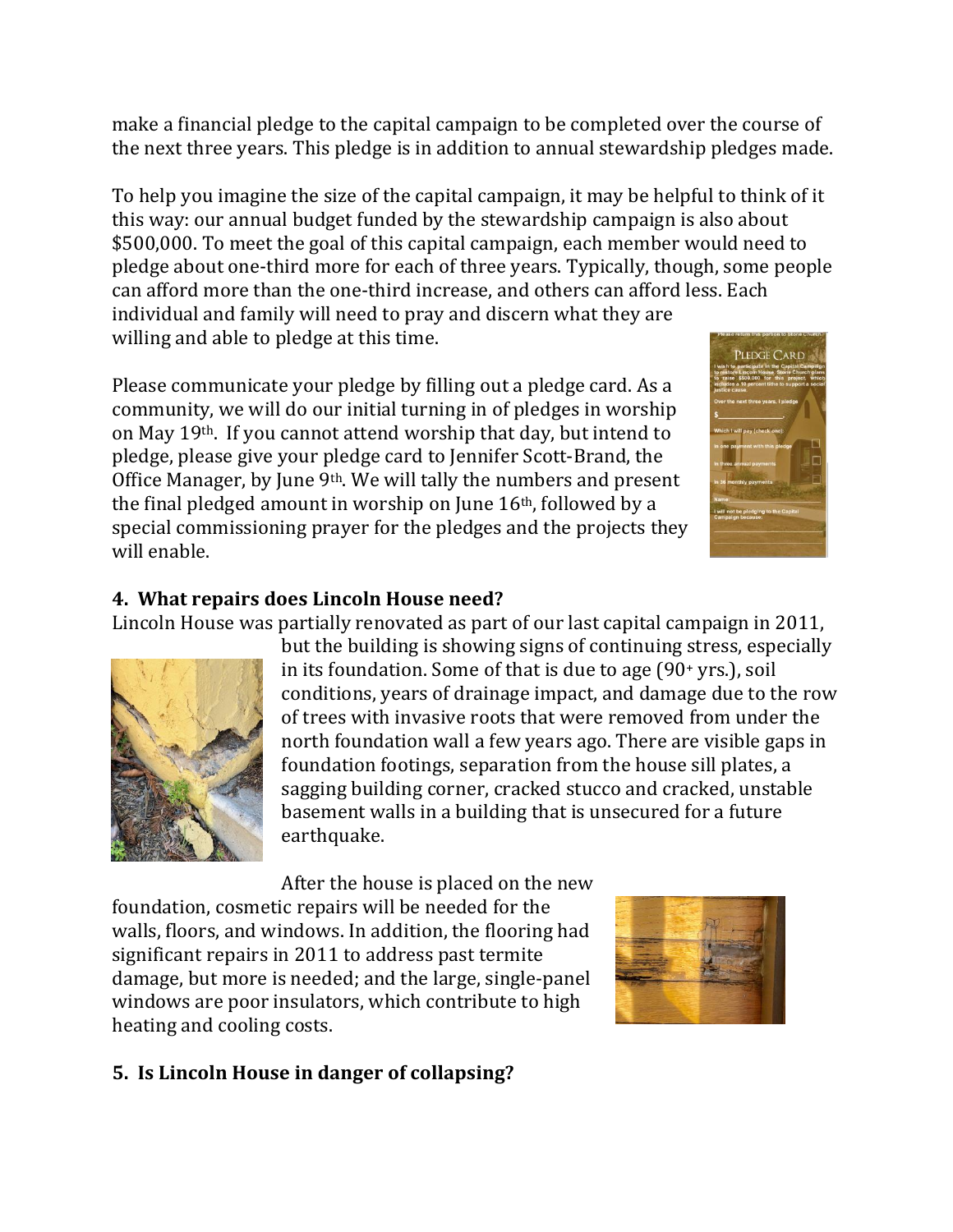make a financial pledge to the capital campaign to be completed over the course of the next three years. This pledge is in addition to annual stewardship pledges made.

To help you imagine the size of the capital campaign, it may be helpful to think of it this way: our annual budget funded by the stewardship campaign is also about $500,000. To meet the goal of this capital campaign, each member would need to pledge about one-third more for each of three years. Typically, though, some people can afford more than the one-third increase, and others can afford less. Each individual and family will need to pray and discern what they are willing and able to pledge at this time.

Please communicate your pledge by filling out a pledge card. As a community, we will do our initial turning in of pledges in worship on May 19th. If you cannot attend worship that day, but intend to pledge, please give your pledge card to Jennifer Scott-Brand, the Office Manager, by June 9th. We will tally the numbers and present the final pledged amount in worship on June 16th, followed by a special commissioning prayer for the pledges and the projects they will enable.

**4. What repairs does Lincoln House need?**

Lincoln House was partially renovated as part of our last capital campaign in 2011, but the building is showing signs of continuing stress, especially in its foundation. Some of that is due to age (90+ yrs.), soil conditions, years of drainage impact, and damage due to the row of trees with invasive roots that were removed from under the north foundation wall a few years ago. There are visible gaps in foundation footings, separation from the house sill plates, a sagging building corner, cracked stucco and cracked, unstable basement walls in a building that is unsecured for a future earthquake.

After the house is placed on the new foundation, cosmetic repairs will be needed for the walls, floors, and windows. In addition, the flooring had significant repairs in 2011 to address past termite damage, but more is needed; and the large, single-panel windows are poor insulators, which contribute to high heating and cooling costs.

**5. Is Lincoln House in danger of collapsing?**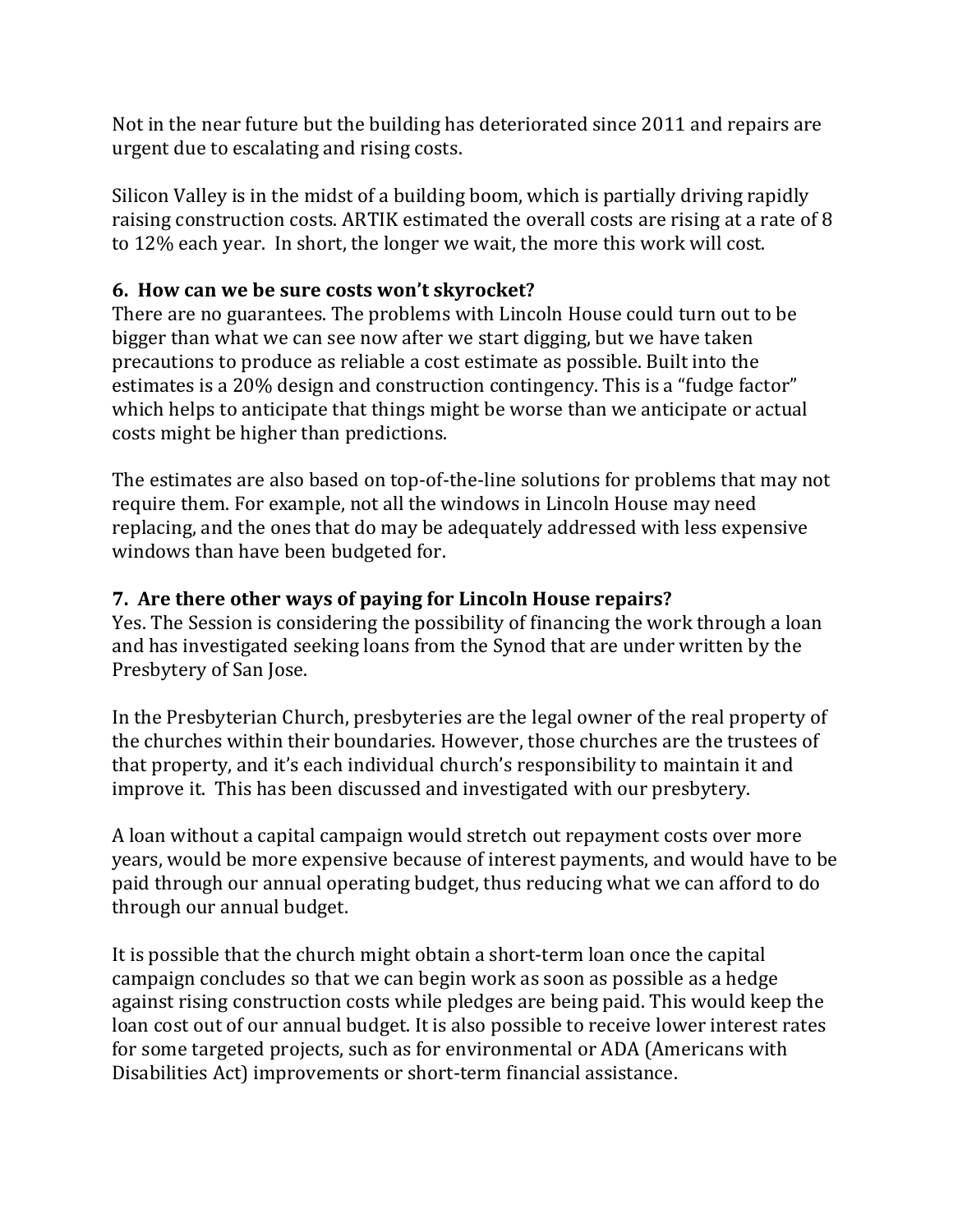Not in the near future but the building has deteriorated since 2011 and repairs are urgent due to escalating and rising costs.

Silicon Valley is in the midst of a building boom, which is partially driving rapidly raising construction costs. ARTIK estimated the overall costs are rising at a rate of 8 to 12% each year. In short, the longer we wait, the more this work will cost.

### 6. How can we be sure costs won't skyrocket?

There are no guarantees. The problems with Lincoln House could turn out to be bigger than what we can see now after we start digging, but we have taken precautions to produce as reliable a cost estimate as possible. Built into the estimates is a 20% design and construction contingency. This is a "fudge factor" which helps to anticipate that things might be worse than we anticipate or actual costs might be higher than predictions.

The estimates are also based on top-of-the-line solutions for problems that may not require them. For example, not all the windows in Lincoln House may need replacing, and the ones that do may be adequately addressed with less expensive windows than have been budgeted for.

### 7. Are there other ways of paying for Lincoln House repairs?

Yes. The Session is considering the possibility of financing the work through a loan and has investigated seeking loans from the Synod that are under written by the Presbytery of San Jose.

In the Presbyterian Church, presbyteries are the legal owner of the real property of the churches within their boundaries. However, those churches are the trustees of that property, and it's each individual church's responsibility to maintain it and improve it. This has been discussed and investigated with our presbytery.

A loan without a capital campaign would stretch out repayment costs over more years, would be more expensive because of interest payments, and would have to be paid through our annual operating budget, thus reducing what we can afford to do through our annual budget.

It is possible that the church might obtain a short-term loan once the capital campaign concludes so that we can begin work as soon as possible as a hedge against rising construction costs while pledges are being paid. This would keep the loan cost out of our annual budget. It is also possible to receive lower interest rates for some targeted projects, such as for environmental or ADA (Americans with Disabilities Act) improvements or short-term financial assistance.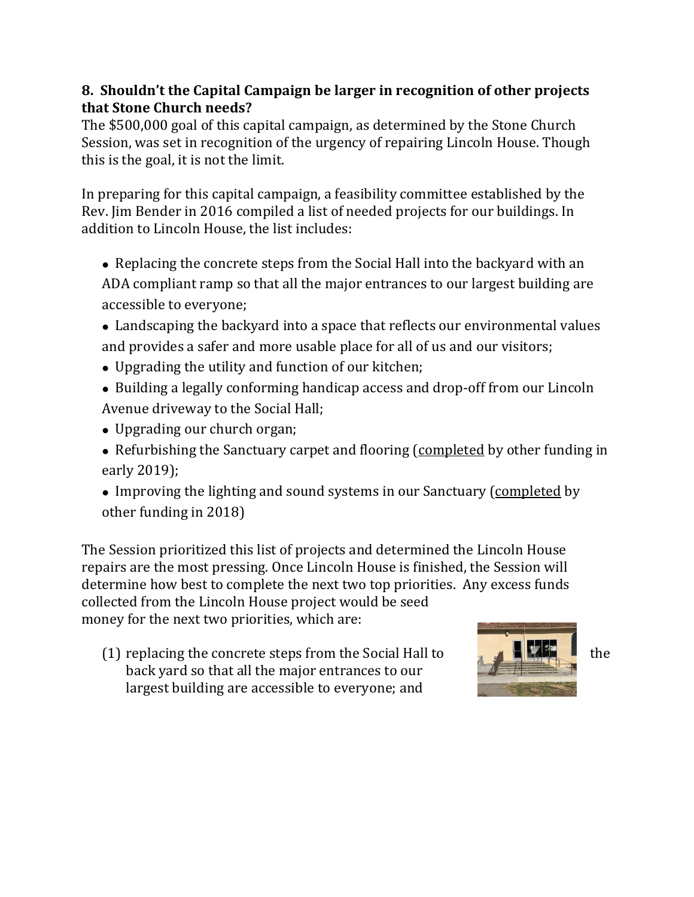**8. Shouldn't the Capital Campaign be larger in recognition of other projects that Stone Church needs?**

The $500,000 goal of this capital campaign, as determined by the Stone Church Session, was set in recognition of the urgency of repairing Lincoln House. Though this is the goal, it is not the limit.

In preparing for this capital campaign, a feasibility committee established by the Rev. Jim Bender in 2016 compiled a list of needed projects for our buildings. In addition to Lincoln House, the list includes:

- Replacing the concrete steps from the Social Hall into the backyard with an ADA compliant ramp so that all the major entrances to our largest building are accessible to everyone;
- Landscaping the backyard into a space that reflects our environmental values and provides a safer and more usable place for all of us and our visitors;
- Upgrading the utility and function of our kitchen;
- Building a legally conforming handicap access and drop-off from our Lincoln Avenue driveway to the Social Hall;
- Upgrading our church organ;
- Refurbishing the Sanctuary carpet and flooring (completed by other funding in early 2019);
- Improving the lighting and sound systems in our Sanctuary (completed by other funding in 2018)

The Session prioritized this list of projects and determined the Lincoln House repairs are the most pressing. Once Lincoln House is finished, the Session will determine how best to complete the next two top priorities. Any excess funds collected from the Lincoln House project would be seed money for the next two priorities, which are:

(1) replacing the concrete steps from the Social Hall to the back yard so that all the major entrances to our largest building are accessible to everyone; and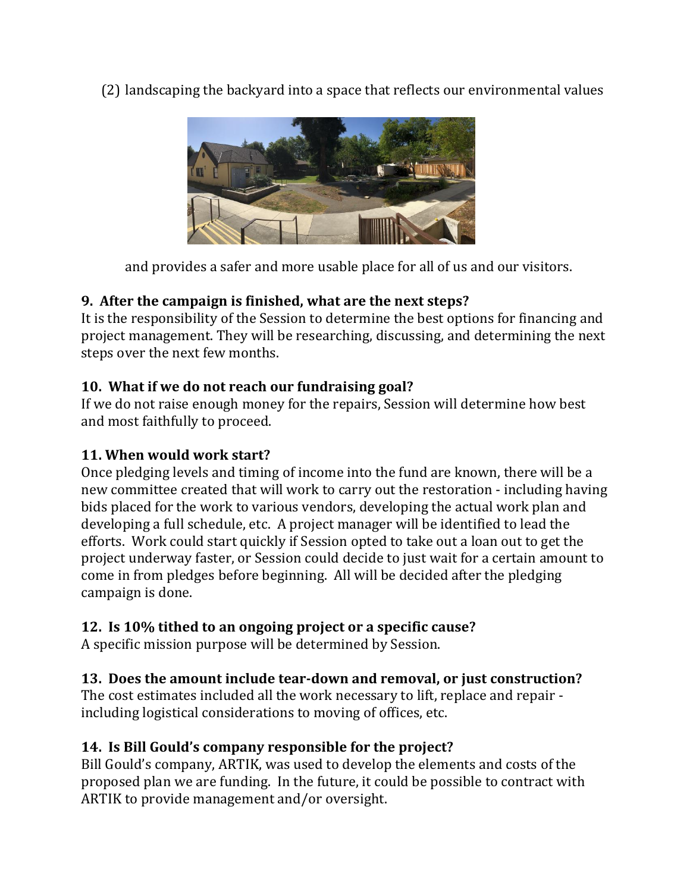(2) landscaping the backyard into a space that reflects our environmental values

and provides a safer and more usable place for all of us and our visitors.

**9. After the campaign is finished, what are the next steps?**
It is the responsibility of the Session to determine the best options for financing and project management. They will be researching, discussing, and determining the next steps over the next few months.

**10. What if we do not reach our fundraising goal?**
If we do not raise enough money for the repairs, Session will determine how best and most faithfully to proceed.

**11. When would work start?**
Once pledging levels and timing of income into the fund are known, there will be a new committee created that will work to carry out the restoration - including having bids placed for the work to various vendors, developing the actual work plan and developing a full schedule, etc. A project manager will be identified to lead the efforts. Work could start quickly if Session opted to take out a loan out to get the project underway faster, or Session could decide to just wait for a certain amount to come in from pledges before beginning. All will be decided after the pledging campaign is done.

**12. Is 10% tithed to an ongoing project or a specific cause?**
A specific mission purpose will be determined by Session.

**13. Does the amount include tear-down and removal, or just construction?**
The cost estimates included all the work necessary to lift, replace and repair - including logistical considerations to moving of offices, etc.

**14. Is Bill Gould's company responsible for the project?**
Bill Gould's company, ARTIK, was used to develop the elements and costs of the proposed plan we are funding. In the future, it could be possible to contract with ARTIK to provide management and/or oversight.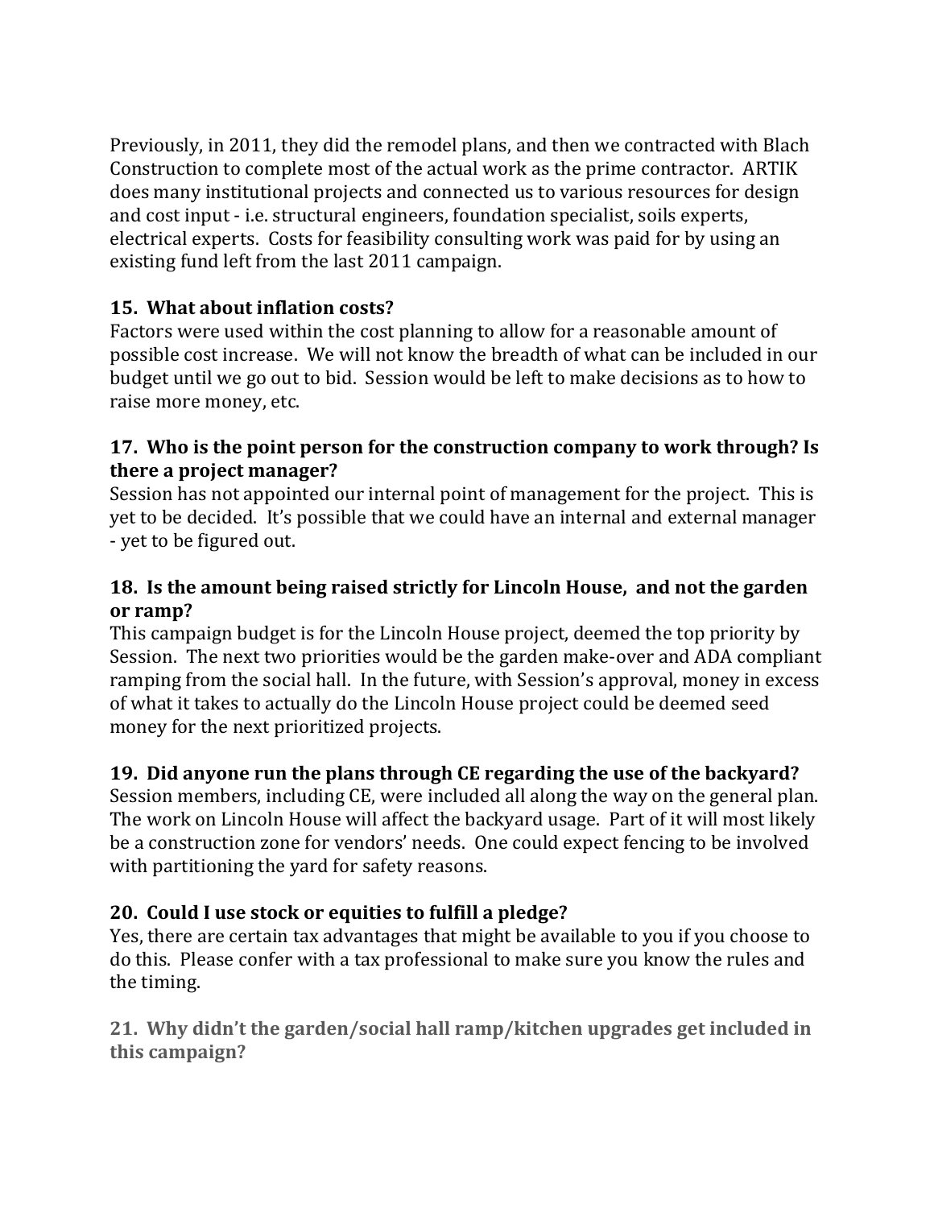Previously, in 2011, they did the remodel plans, and then we contracted with Blach Construction to complete most of the actual work as the prime contractor. ARTIK does many institutional projects and connected us to various resources for design and cost input - i.e. structural engineers, foundation specialist, soils experts, electrical experts. Costs for feasibility consulting work was paid for by using an existing fund left from the last 2011 campaign.

**15. What about inflation costs?**
Factors were used within the cost planning to allow for a reasonable amount of possible cost increase. We will not know the breadth of what can be included in our budget until we go out to bid. Session would be left to make decisions as to how to raise more money, etc.

**17. Who is the point person for the construction company to work through? Is there a project manager?**
Session has not appointed our internal point of management for the project. This is yet to be decided. It's possible that we could have an internal and external manager - yet to be figured out.

**18. Is the amount being raised strictly for Lincoln House, and not the garden or ramp?**
This campaign budget is for the Lincoln House project, deemed the top priority by Session. The next two priorities would be the garden make-over and ADA compliant ramping from the social hall. In the future, with Session's approval, money in excess of what it takes to actually do the Lincoln House project could be deemed seed money for the next prioritized projects.

**19. Did anyone run the plans through CE regarding the use of the backyard?**
Session members, including CE, were included all along the way on the general plan. The work on Lincoln House will affect the backyard usage. Part of it will most likely be a construction zone for vendors' needs. One could expect fencing to be involved with partitioning the yard for safety reasons.

**20. Could I use stock or equities to fulfill a pledge?**
Yes, there are certain tax advantages that might be available to you if you choose to do this. Please confer with a tax professional to make sure you know the rules and the timing.

**21. Why didn't the garden/social hall ramp/kitchen upgrades get included in this campaign?**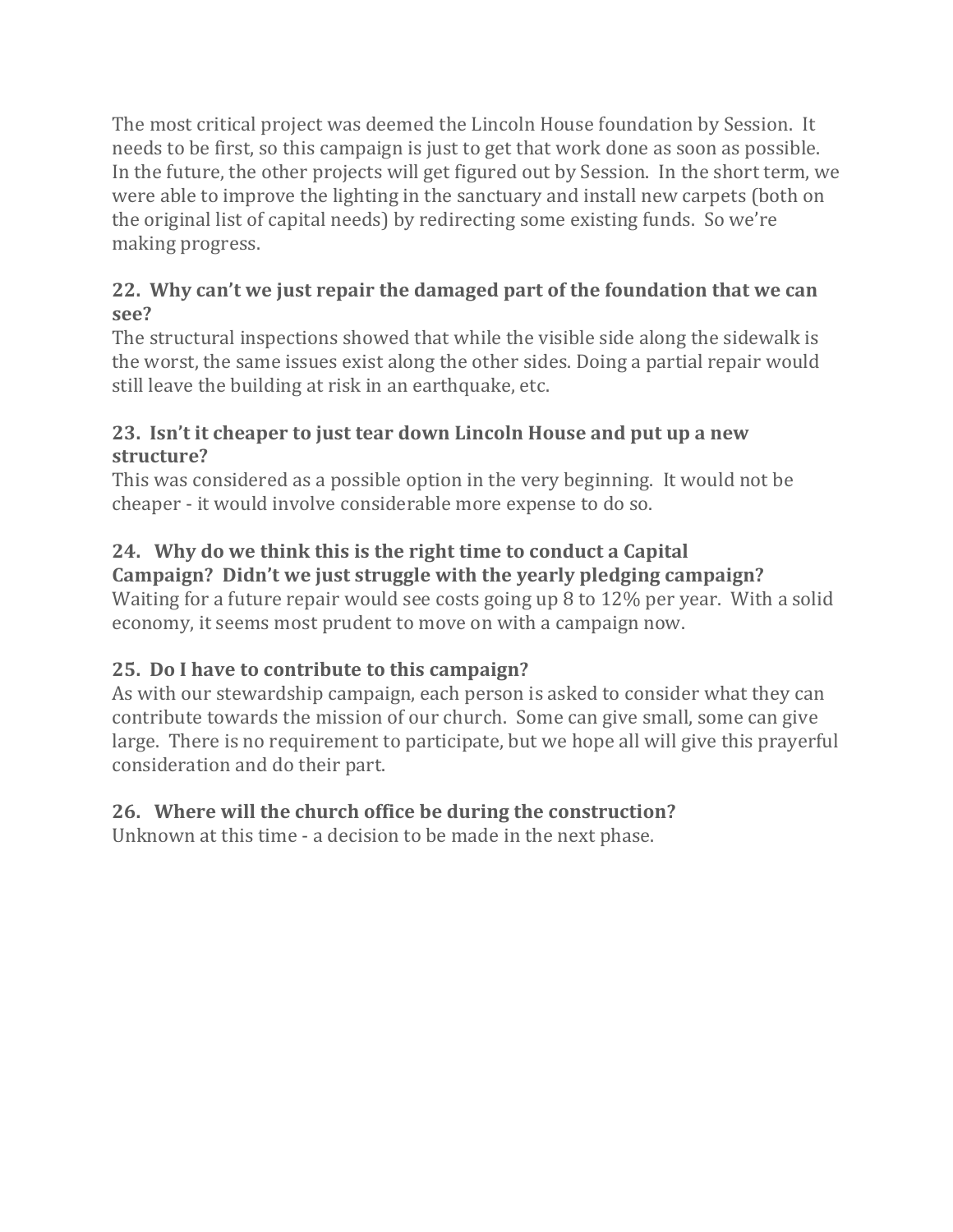The most critical project was deemed the Lincoln House foundation by Session. It needs to be first, so this campaign is just to get that work done as soon as possible. In the future, the other projects will get figured out by Session. In the short term, we were able to improve the lighting in the sanctuary and install new carpets (both on the original list of capital needs) by redirecting some existing funds. So we're making progress.

### 22. Why can't we just repair the damaged part of the foundation that we can see?

The structural inspections showed that while the visible side along the sidewalk is the worst, the same issues exist along the other sides. Doing a partial repair would still leave the building at risk in an earthquake, etc.

### 23. Isn't it cheaper to just tear down Lincoln House and put up a new structure?

This was considered as a possible option in the very beginning. It would not be cheaper - it would involve considerable more expense to do so.

### 24. Why do we think this is the right time to conduct a Capital Campaign? Didn't we just struggle with the yearly pledging campaign?

Waiting for a future repair would see costs going up 8 to 12% per year. With a solid economy, it seems most prudent to move on with a campaign now.

### 25. Do I have to contribute to this campaign?

As with our stewardship campaign, each person is asked to consider what they can contribute towards the mission of our church. Some can give small, some can give large. There is no requirement to participate, but we hope all will give this prayerful consideration and do their part.

### 26. Where will the church office be during the construction?

Unknown at this time - a decision to be made in the next phase.